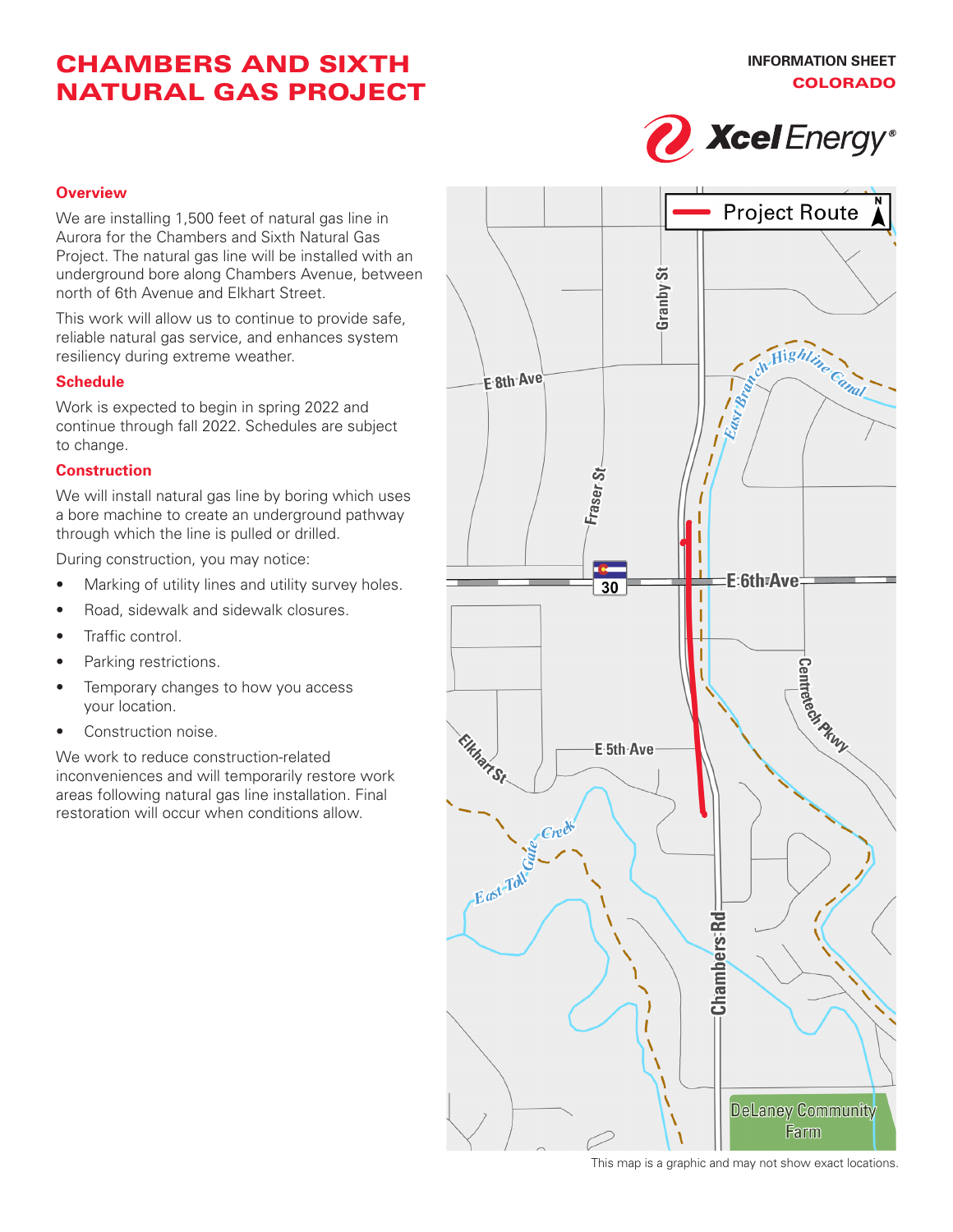# CHAMBERS AND SIXTH NATURAL GAS PROJECT

INFORMATION SHEET
COLORADO

## Overview

We are installing 1,500 feet of natural gas line in Aurora for the Chambers and Sixth Natural Gas Project. The natural gas line will be installed with an underground bore along Chambers Avenue, between north of 6th Avenue and Elkhart Street.

This work will allow us to continue to provide safe, reliable natural gas service, and enhances system resiliency during extreme weather.

## Schedule

Work is expected to begin in spring 2022 and continue through fall 2022. Schedules are subject to change.

## Construction

We will install natural gas line by boring which uses a bore machine to create an underground pathway through which the line is pulled or drilled.

During construction, you may notice:

- Marking of utility lines and utility survey holes.
- Road, sidewalk and sidewalk closures.
- Traffic control.
- Parking restrictions.
- Temporary changes to how you access your location.
- Construction noise.

We work to reduce construction-related inconveniences and will temporarily restore work areas following natural gas line installation. Final restoration will occur when conditions allow.

This map is a graphic and may not show exact locations.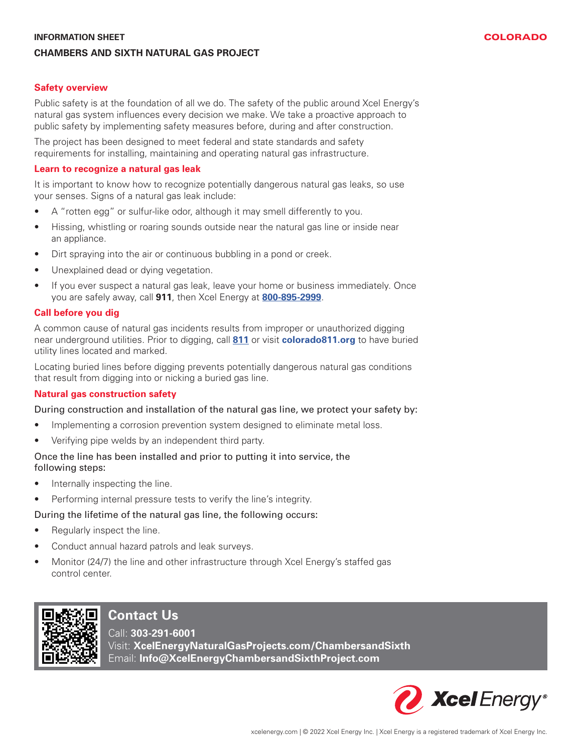**INFORMATION SHEET**

**COLORADO**

## CHAMBERS AND SIXTH NATURAL GAS PROJECT

### Safety overview

Public safety is at the foundation of all we do. The safety of the public around Xcel Energy's natural gas system influences every decision we make. We take a proactive approach to public safety by implementing safety measures before, during and after construction.

The project has been designed to meet federal and state standards and safety requirements for installing, maintaining and operating natural gas infrastructure.

### Learn to recognize a natural gas leak

It is important to know how to recognize potentially dangerous natural gas leaks, so use your senses. Signs of a natural gas leak include:

- A "rotten egg" or sulfur-like odor, although it may smell differently to you.
- Hissing, whistling or roaring sounds outside near the natural gas line or inside near an appliance.
- Dirt spraying into the air or continuous bubbling in a pond or creek.
- Unexplained dead or dying vegetation.
- If you ever suspect a natural gas leak, leave your home or business immediately. Once you are safely away, call **911**, then Xcel Energy at **800-895-2999**.

### Call before you dig

A common cause of natural gas incidents results from improper or unauthorized digging near underground utilities. Prior to digging, call **811** or visit **colorado811.org** to have buried utility lines located and marked.

Locating buried lines before digging prevents potentially dangerous natural gas conditions that result from digging into or nicking a buried gas line.

### Natural gas construction safety

During construction and installation of the natural gas line, we protect your safety by:

- Implementing a corrosion prevention system designed to eliminate metal loss.
- Verifying pipe welds by an independent third party.

Once the line has been installed and prior to putting it into service, the following steps:

- Internally inspecting the line.
- Performing internal pressure tests to verify the line's integrity.

During the lifetime of the natural gas line, the following occurs:

- Regularly inspect the line.
- Conduct annual hazard patrols and leak surveys.
- Monitor (24/7) the line and other infrastructure through Xcel Energy's staffed gas control center.

### Contact Us

Call: **303-291-6001**
Visit: **XcelEnergyNaturalGasProjects.com/ChambersandSixth**
Email: **Info@XcelEnergyChambersandSixthProject.com**

xcelenergy.com | © 2022 Xcel Energy Inc. | Xcel Energy is a registered trademark of Xcel Energy Inc.